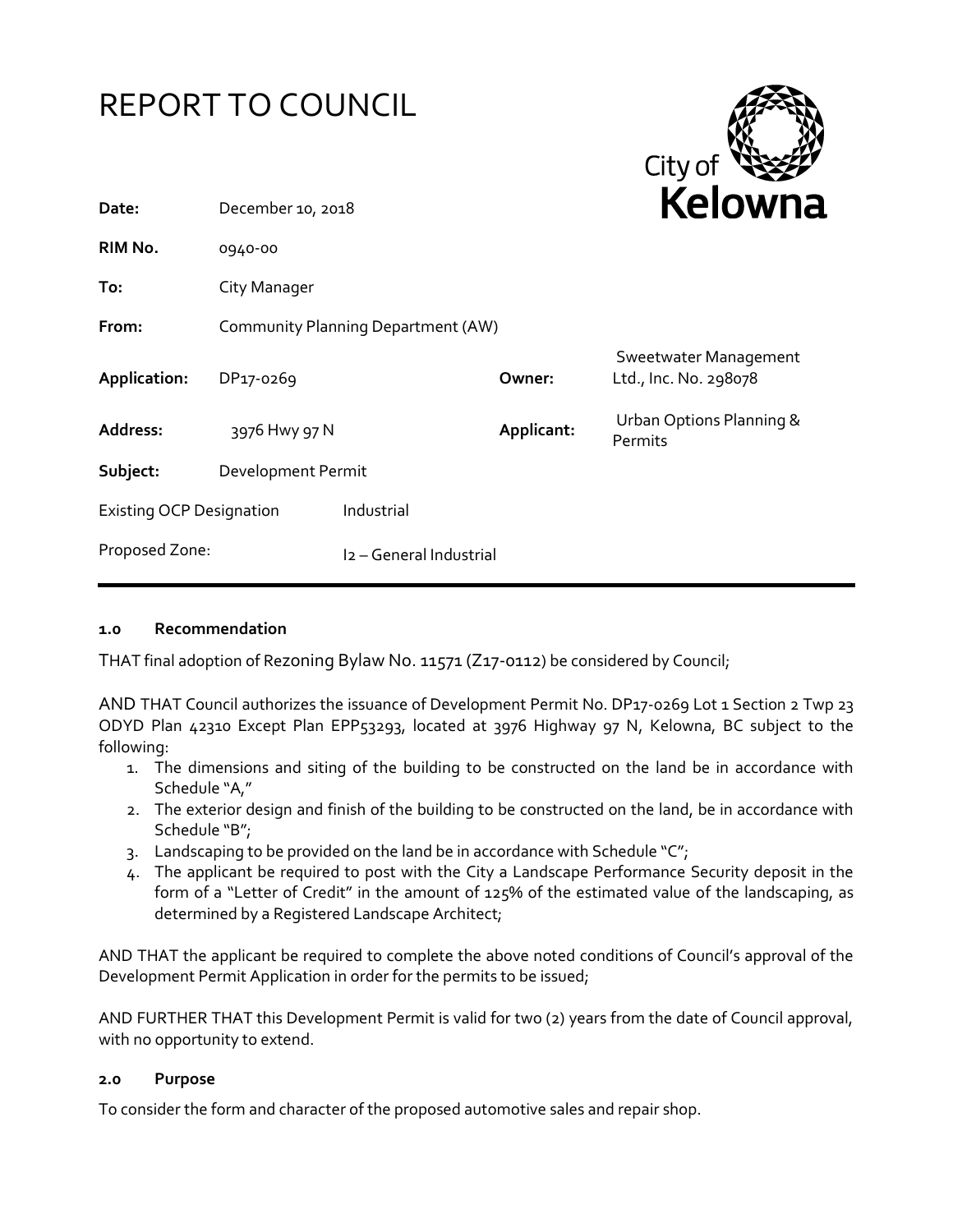# REPORT TO COUNCIL

City of Kelowna

| | | | |
|---|---|---|---|
| **Date:** | December 10, 2018 | | |
| **RIM No.** | 0940-00 | | |
| **To:** | City Manager | | |
| **From:** | Community Planning Department (AW) | | |
| **Application:** | DP17-0269 | **Owner:** | Sweetwater Management Ltd., Inc. No. 298078 |
| **Address:** | 3976 Hwy 97 N | **Applicant:** | Urban Options Planning & Permits |
| **Subject:** | Development Permit | | |
| Existing OCP Designation | Industrial | | |
| Proposed Zone: | I2 – General Industrial | | |

### 1.0 Recommendation

THAT final adoption of Rezoning Bylaw No. 11571 (Z17-0112) be considered by Council;

AND THAT Council authorizes the issuance of Development Permit No. DP17-0269 Lot 1 Section 2 Twp 23 ODYD Plan 42310 Except Plan EPP53293, located at 3976 Highway 97 N, Kelowna, BC subject to the following:

1. The dimensions and siting of the building to be constructed on the land be in accordance with Schedule "A,"
2. The exterior design and finish of the building to be constructed on the land, be in accordance with Schedule "B";
3. Landscaping to be provided on the land be in accordance with Schedule "C";
4. The applicant be required to post with the City a Landscape Performance Security deposit in the form of a "Letter of Credit" in the amount of 125% of the estimated value of the landscaping, as determined by a Registered Landscape Architect;

AND THAT the applicant be required to complete the above noted conditions of Council's approval of the Development Permit Application in order for the permits to be issued;

AND FURTHER THAT this Development Permit is valid for two (2) years from the date of Council approval, with no opportunity to extend.

### 2.0 Purpose

To consider the form and character of the proposed automotive sales and repair shop.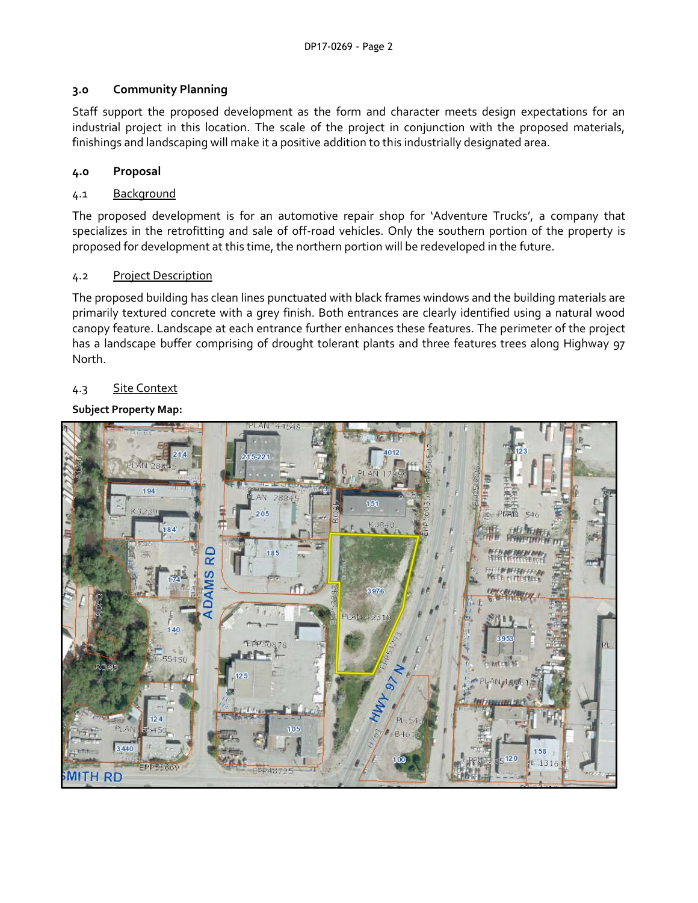## 3.0 Community Planning

Staff support the proposed development as the form and character meets design expectations for an industrial project in this location. The scale of the project in conjunction with the proposed materials, finishings and landscaping will make it a positive addition to this industrially designated area.

## 4.0 Proposal

### 4.1 Background

The proposed development is for an automotive repair shop for 'Adventure Trucks', a company that specializes in the retrofitting and sale of off-road vehicles. Only the southern portion of the property is proposed for development at this time, the northern portion will be redeveloped in the future.

### 4.2 Project Description

The proposed building has clean lines punctuated with black frames windows and the building materials are primarily textured concrete with a grey finish. Both entrances are clearly identified using a natural wood canopy feature. Landscape at each entrance further enhances these features. The perimeter of the project has a landscape buffer comprising of drought tolerant plants and three features trees along Highway 97 North.

### 4.3 Site Context

**Subject Property Map:**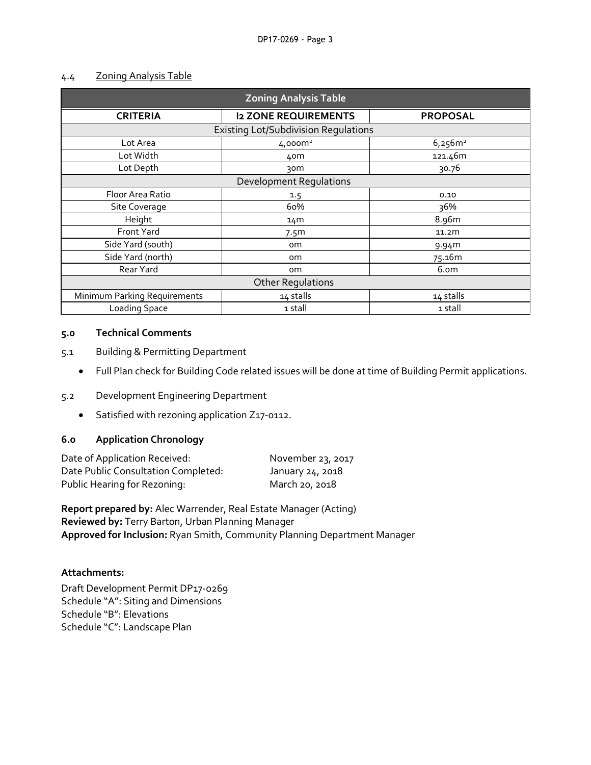## 4.4 Zoning Analysis Table

| Zoning Analysis Table | | |
|---|---|---|
| **CRITERIA** | **I2 ZONE REQUIREMENTS** | **PROPOSAL** |
| Existing Lot/Subdivision Regulations | | |
| Lot Area | 4,000m² | 6,256m² |
| Lot Width | 40m | 121.46m |
| Lot Depth | 30m | 30.76 |
| Development Regulations | | |
| Floor Area Ratio | 1.5 | 0.10 |
| Site Coverage | 60% | 36% |
| Height | 14m | 8.96m |
| Front Yard | 7.5m | 11.2m |
| Side Yard (south) | 0m | 9.94m |
| Side Yard (north) | 0m | 75.16m |
| Rear Yard | 0m | 6.0m |
| Other Regulations | | |
| Minimum Parking Requirements | 14 stalls | 14 stalls |
| Loading Space | 1 stall | 1 stall |

### 5.0 Technical Comments

5.1 Building & Permitting Department

- Full Plan check for Building Code related issues will be done at time of Building Permit applications.

5.2 Development Engineering Department

- Satisfied with rezoning application Z17-0112.

### 6.0 Application Chronology

Date of Application Received: November 23, 2017
Date Public Consultation Completed: January 24, 2018
Public Hearing for Rezoning: March 20, 2018

**Report prepared by:** Alec Warrender, Real Estate Manager (Acting)
**Reviewed by:** Terry Barton, Urban Planning Manager
**Approved for Inclusion:** Ryan Smith, Community Planning Department Manager

**Attachments:**

Draft Development Permit DP17-0269
Schedule "A": Siting and Dimensions
Schedule "B": Elevations
Schedule "C": Landscape Plan